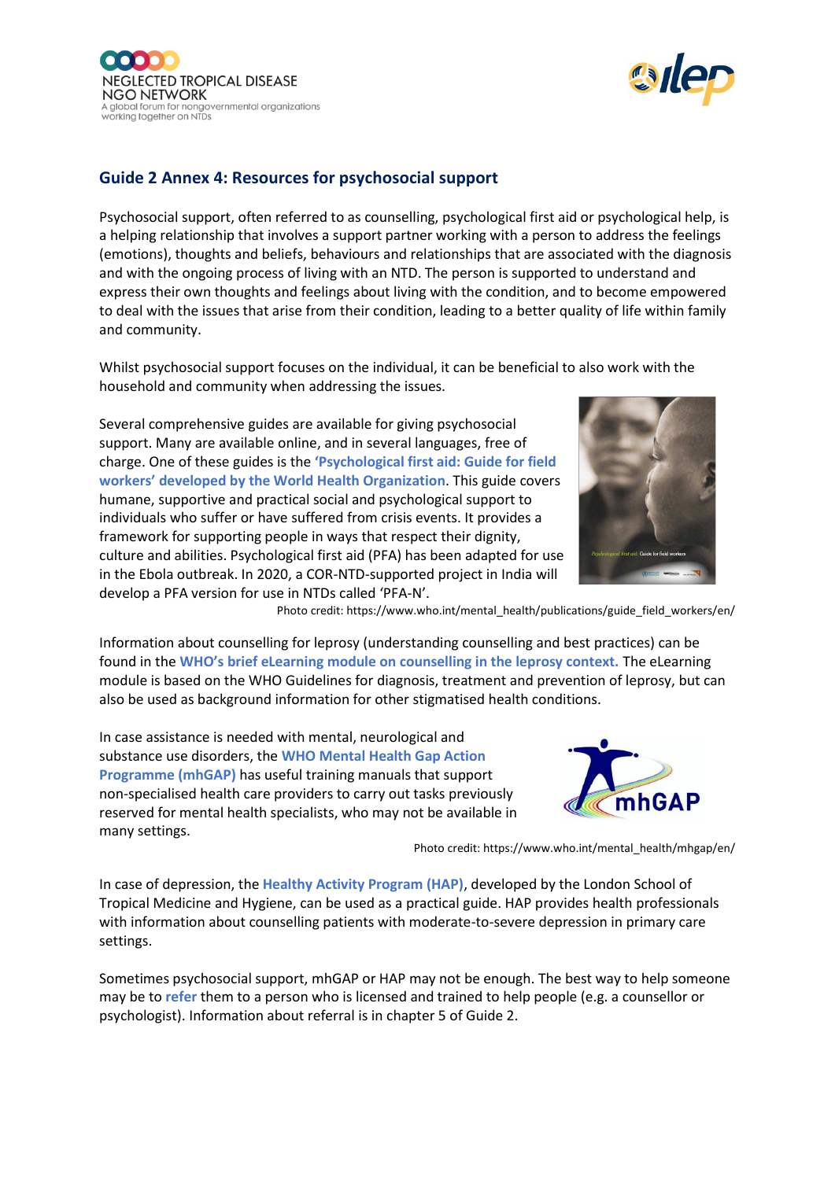## Guide 2 Annex 4: Resources for psychosocial support

Psychosocial support, often referred to as counselling, psychological first aid or psychological help, is a helping relationship that involves a support partner working with a person to address the feelings (emotions), thoughts and beliefs, behaviours and relationships that are associated with the diagnosis and with the ongoing process of living with an NTD. The person is supported to understand and express their own thoughts and feelings about living with the condition, and to become empowered to deal with the issues that arise from their condition, leading to a better quality of life within family and community.

Whilst psychosocial support focuses on the individual, it can be beneficial to also work with the household and community when addressing the issues.

Several comprehensive guides are available for giving psychosocial support. Many are available online, and in several languages, free of charge. One of these guides is the **'Psychological first aid: Guide for field workers' developed by the World Health Organization**. This guide covers humane, supportive and practical social and psychological support to individuals who suffer or have suffered from crisis events. It provides a framework for supporting people in ways that respect their dignity, culture and abilities. Psychological first aid (PFA) has been adapted for use in the Ebola outbreak. In 2020, a COR-NTD-supported project in India will develop a PFA version for use in NTDs called 'PFA-N'.

Photo credit: https://www.who.int/mental_health/publications/guide_field_workers/en/

Information about counselling for leprosy (understanding counselling and best practices) can be found in the **WHO's brief eLearning module on counselling in the leprosy context.** The eLearning module is based on the WHO Guidelines for diagnosis, treatment and prevention of leprosy, but can also be used as background information for other stigmatised health conditions.

In case assistance is needed with mental, neurological and substance use disorders, the **WHO Mental Health Gap Action Programme (mhGAP)** has useful training manuals that support non-specialised health care providers to carry out tasks previously reserved for mental health specialists, who may not be available in many settings.

Photo credit: https://www.who.int/mental_health/mhgap/en/

In case of depression, the **Healthy Activity Program (HAP)**, developed by the London School of Tropical Medicine and Hygiene, can be used as a practical guide. HAP provides health professionals with information about counselling patients with moderate-to-severe depression in primary care settings.

Sometimes psychosocial support, mhGAP or HAP may not be enough. The best way to help someone may be to **refer** them to a person who is licensed and trained to help people (e.g. a counsellor or psychologist). Information about referral is in chapter 5 of Guide 2.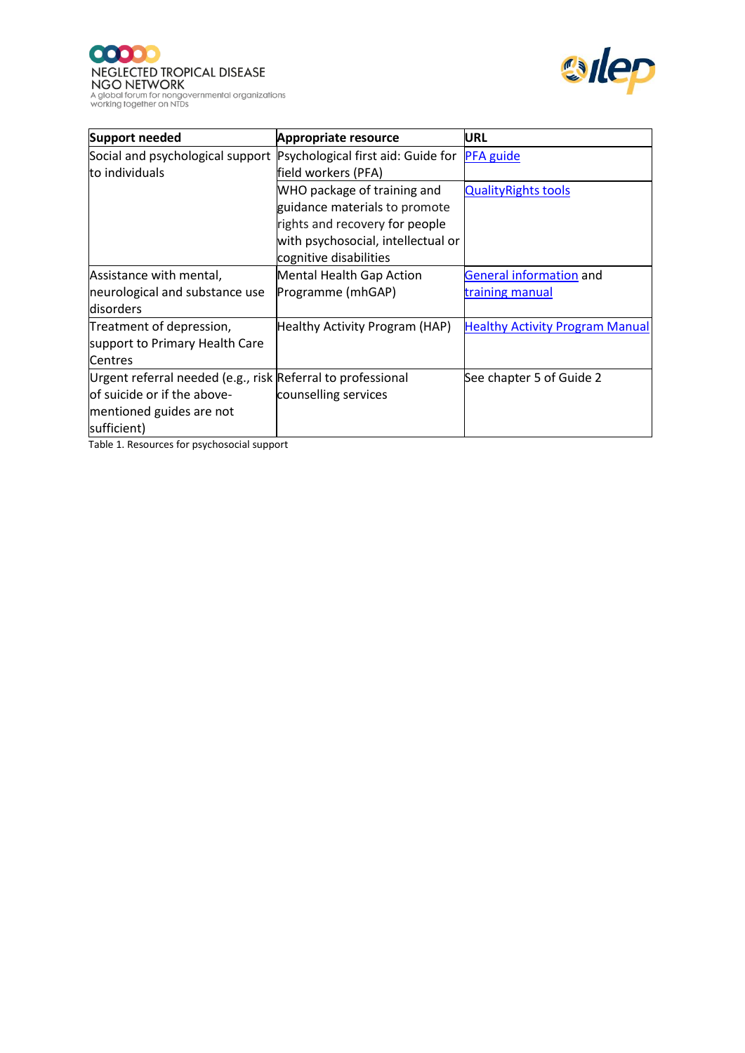| Support needed | Appropriate resource | URL |
|---|---|---|
| Social and psychological support to individuals | Psychological first aid: Guide for field workers (PFA) | PFA guide |
| | WHO package of training and guidance materials to promote rights and recovery for people with psychosocial, intellectual or cognitive disabilities | QualityRights tools |
| Assistance with mental, neurological and substance use disorders | Mental Health Gap Action Programme (mhGAP) | General information and training manual |
| Treatment of depression, support to Primary Health Care Centres | Healthy Activity Program (HAP) | Healthy Activity Program Manual |
| Urgent referral needed (e.g., risk of suicide or if the above-mentioned guides are not sufficient) | Referral to professional counselling services | See chapter 5 of Guide 2 |

Table 1. Resources for psychosocial support